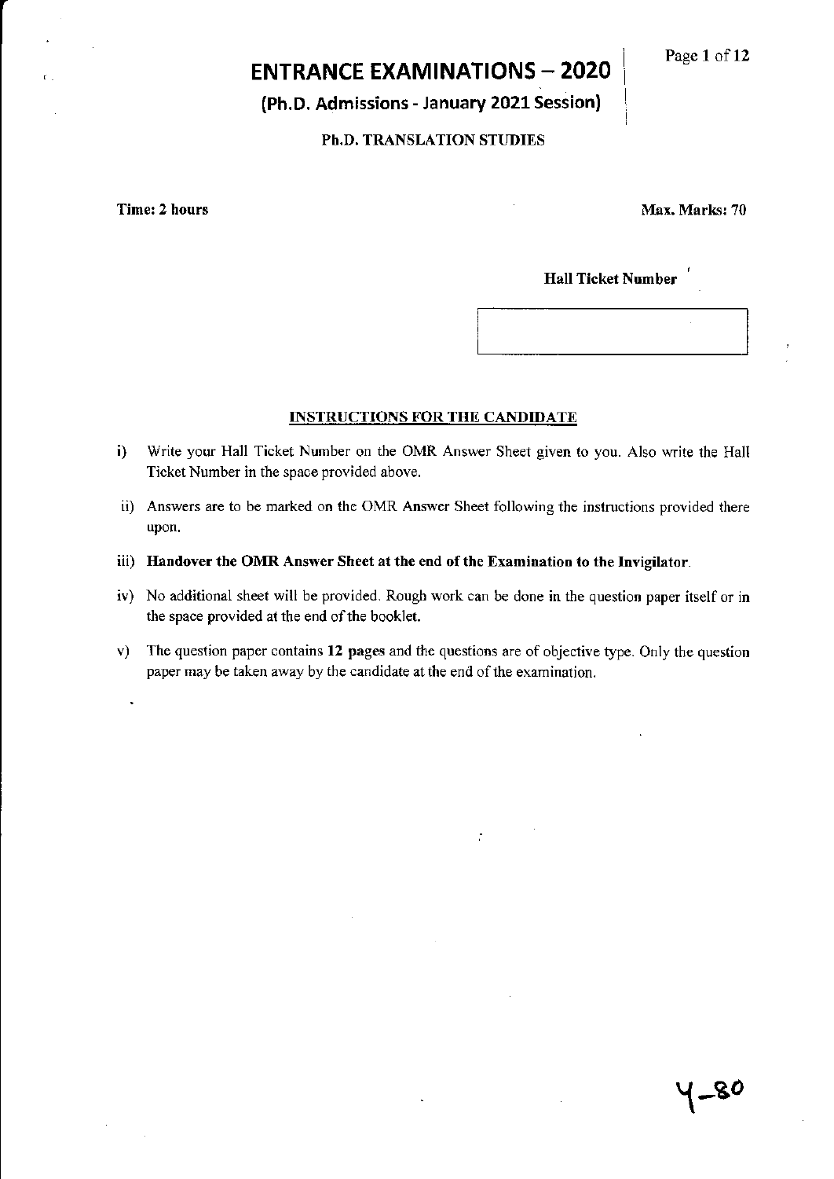# ENTRANCE EXAMINATIONS – 2020

## (Ph.D. Admissions - January 2021 Session)

### Ph.D. TRANSLATION STUDIES

**Time: 2 hours** **Max. Marks: 70**

**Hall Ticket Number**

| |
|---|
| |

**INSTRUCTIONS FOR THE CANDIDATE**

i) Write your Hall Ticket Number on the OMR Answer Sheet given to you. Also write the Hall Ticket Number in the space provided above.

ii) Answers are to be marked on the OMR Answer Sheet following the instructions provided there upon.

iii) **Handover the OMR Answer Sheet at the end of the Examination to the Invigilator.**

iv) No additional sheet will be provided. Rough work can be done in the question paper itself or in the space provided at the end of the booklet.

v) The question paper contains **12 pages** and the questions are of objective type. Only the question paper may be taken away by the candidate at the end of the examination.

Y-80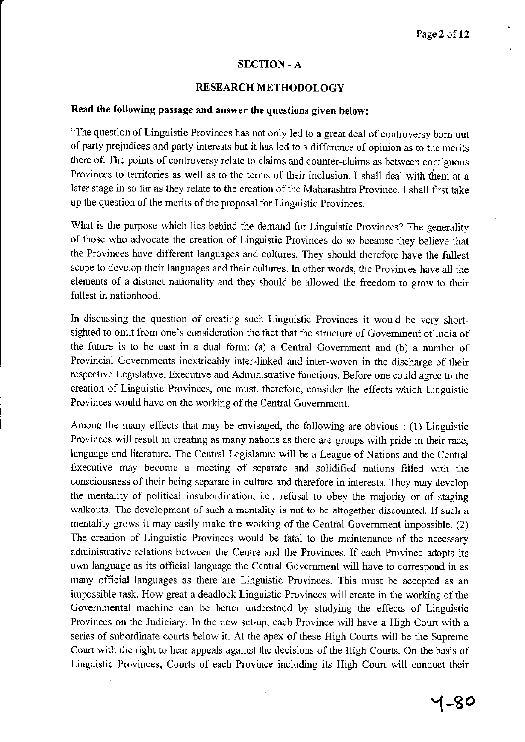## SECTION - A

## RESEARCH METHODOLOGY

**Read the following passage and answer the questions given below:**

"The question of Linguistic Provinces has not only led to a great deal of controversy born out of party prejudices and party interests but it has led to a difference of opinion as to the merits there of. The points of controversy relate to claims and counter-claims as between contiguous Provinces to territories as well as to the terms of their inclusion. I shall deal with them at a later stage in so far as they relate to the creation of the Maharashtra Province. I shall first take up the question of the merits of the proposal for Linguistic Provinces.

What is the purpose which lies behind the demand for Linguistic Provinces? The generality of those who advocate the creation of Linguistic Provinces do so because they believe that the Provinces have different languages and cultures. They should therefore have the fullest scope to develop their languages and their cultures. In other words, the Provinces have all the elements of a distinct nationality and they should be allowed the freedom to grow to their fullest in nationhood.

In discussing the question of creating such Linguistic Provinces it would be very short-sighted to omit from one's consideration the fact that the structure of Government of India of the future is to be cast in a dual form: (a) a Central Government and (b) a number of Provincial Governments inextricably inter-linked and inter-woven in the discharge of their respective Legislative, Executive and Administrative functions. Before one could agree to the creation of Linguistic Provinces, one must, therefore, consider the effects which Linguistic Provinces would have on the working of the Central Government.

Among the many effects that may be envisaged, the following are obvious : (1) Linguistic Provinces will result in creating as many nations as there are groups with pride in their race, language and literature. The Central Legislature will be a League of Nations and the Central Executive may become a meeting of separate and solidified nations filled with the consciousness of their being separate in culture and therefore in interests. They may develop the mentality of political insubordination, i.e., refusal to obey the majority or of staging walkouts. The development of such a mentality is not to be altogether discounted. If such a mentality grows it may easily make the working of the Central Government impossible. (2) The creation of Linguistic Provinces would be fatal to the maintenance of the necessary administrative relations between the Centre and the Provinces. If each Province adopts its own language as its official language the Central Government will have to correspond in as many official languages as there are Linguistic Provinces. This must be accepted as an impossible task. How great a deadlock Linguistic Provinces will create in the working of the Governmental machine can be better understood by studying the effects of Linguistic Provinces on the Judiciary. In the new set-up, each Province will have a High Court with a series of subordinate courts below it. At the apex of these High Courts will be the Supreme Court with the right to hear appeals against the decisions of the High Courts. On the basis of Linguistic Provinces, Courts of each Province including its High Court will conduct their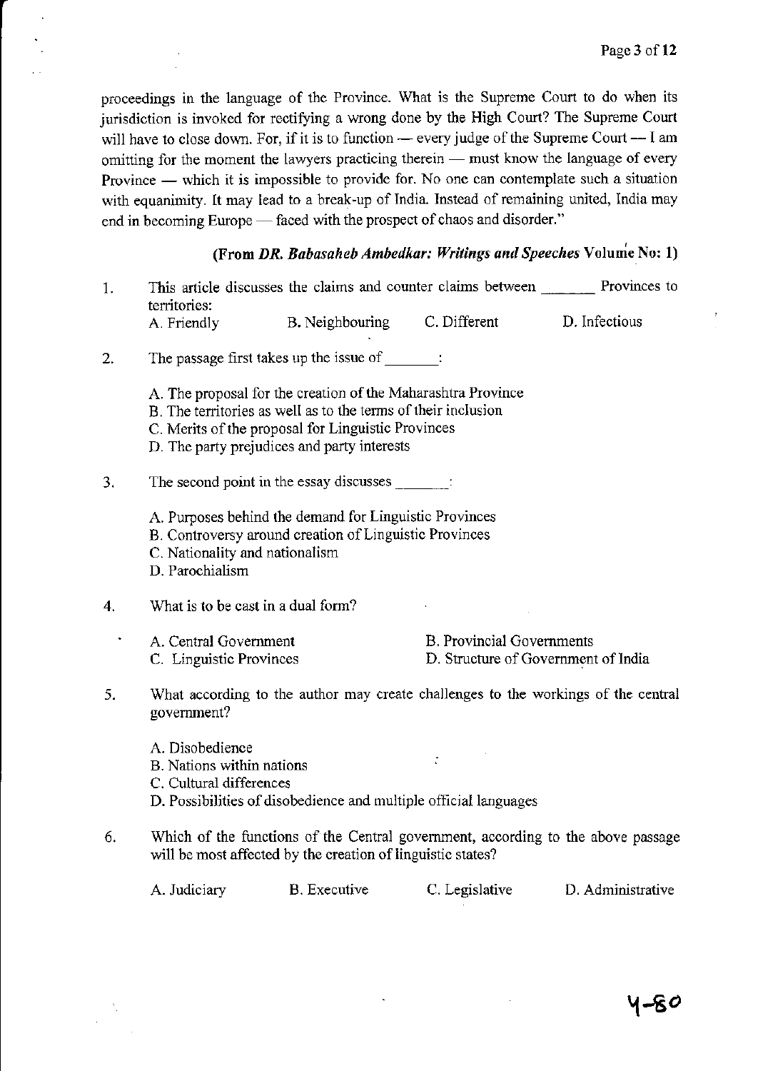proceedings in the language of the Province. What is the Supreme Court to do when its jurisdiction is invoked for rectifying a wrong done by the High Court? The Supreme Court will have to close down. For, if it is to function — every judge of the Supreme Court — I am omitting for the moment the lawyers practicing therein — must know the language of every Province — which it is impossible to provide for. No one can contemplate such a situation with equanimity. It may lead to a break-up of India. Instead of remaining united, India may end in becoming Europe — faced with the prospect of chaos and disorder."

**(From *DR. Babasaheb Ambedkar: Writings and Speeches* Volume No: 1)**

1. This article discusses the claims and counter claims between _______ Provinces to territories:

   A. Friendly  B. Neighbouring  C. Different  D. Infectious

2. The passage first takes up the issue of _______:

   A. The proposal for the creation of the Maharashtra Province
   B. The territories as well as to the terms of their inclusion
   C. Merits of the proposal for Linguistic Provinces
   D. The party prejudices and party interests

3. The second point in the essay discusses _______:

   A. Purposes behind the demand for Linguistic Provinces
   B. Controversy around creation of Linguistic Provinces
   C. Nationality and nationalism
   D. Parochialism

4. What is to be cast in a dual form?

   A. Central Government  B. Provincial Governments
   C. Linguistic Provinces  D. Structure of Government of India

5. What according to the author may create challenges to the workings of the central government?

   A. Disobedience
   B. Nations within nations
   C. Cultural differences
   D. Possibilities of disobedience and multiple official languages

6. Which of the functions of the Central government, according to the above passage will be most affected by the creation of linguistic states?

   A. Judiciary  B. Executive  C. Legislative  D. Administrative

4-80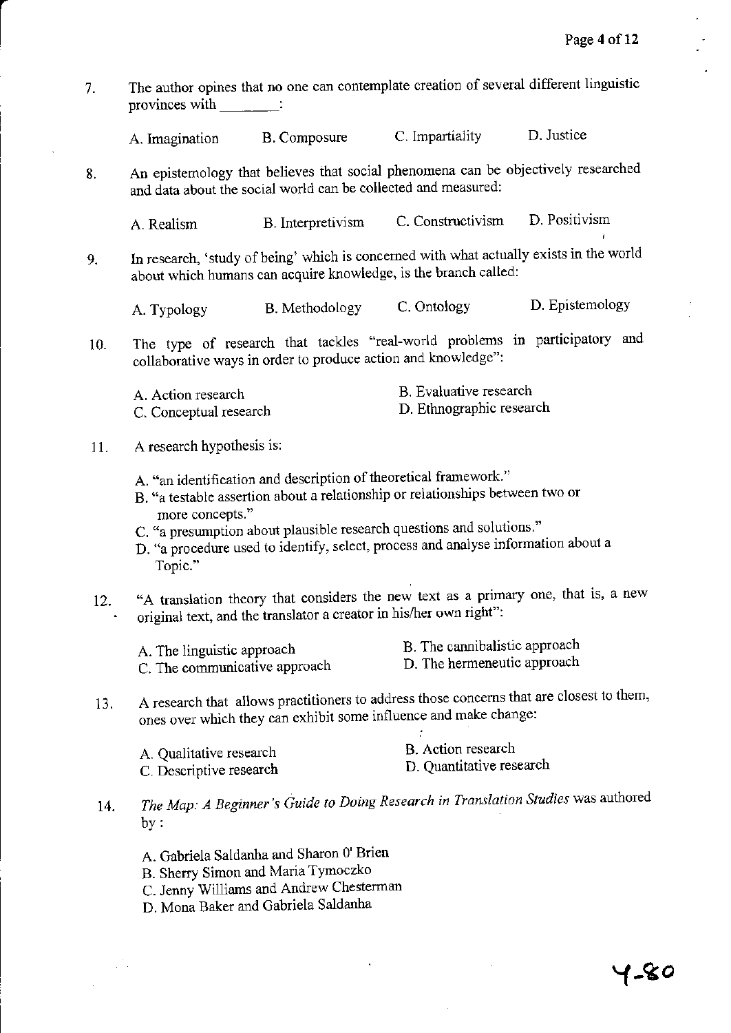7. The author opines that no one can contemplate creation of several different linguistic provinces with ________:

   A. Imagination   B. Composure   C. Impartiality   D. Justice

8. An epistemology that believes that social phenomena can be objectively researched and data about the social world can be collected and measured:

   A. Realism   B. Interpretivism   C. Constructivism   D. Positivism

9. In research, 'study of being' which is concerned with what actually exists in the world about which humans can acquire knowledge, is the branch called:

   A. Typology   B. Methodology   C. Ontology   D. Epistemology

10. The type of research that tackles "real-world problems in participatory and collaborative ways in order to produce action and knowledge":

    A. Action research   B. Evaluative research
    C. Conceptual research   D. Ethnographic research

11. A research hypothesis is:

    A. "an identification and description of theoretical framework."
    B. "a testable assertion about a relationship or relationships between two or more concepts."
    C. "a presumption about plausible research questions and solutions."
    D. "a procedure used to identify, select, process and analyse information about a Topic."

12. "A translation theory that considers the new text as a primary one, that is, a new original text, and the translator a creator in his/her own right":

    A. The linguistic approach   B. The cannibalistic approach
    C. The communicative approach   D. The hermeneutic approach

13. A research that allows practitioners to address those concerns that are closest to them, ones over which they can exhibit some influence and make change:

    A. Qualitative research   B. Action research
    C. Descriptive research   D. Quantitative research

14. *The Map: A Beginner's Guide to Doing Research in Translation Studies* was authored by :

    A. Gabriela Saldanha and Sharon 0' Brien
    B. Sherry Simon and Maria Tymoczko
    C. Jenny Williams and Andrew Chesterman
    D. Mona Baker and Gabriela Saldanha

4-80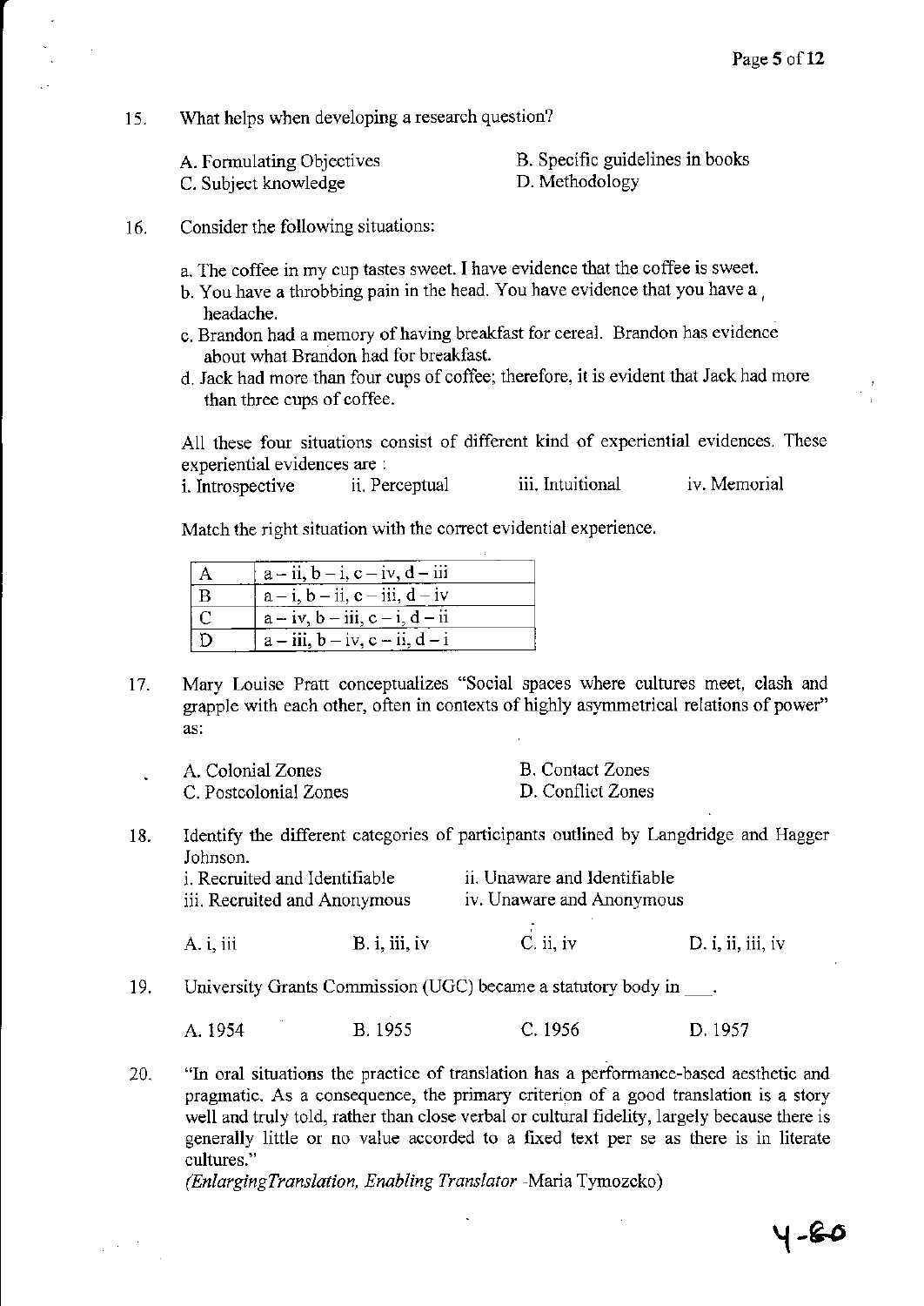15. What helps when developing a research question?

A. Formulating Objectives
B. Specific guidelines in books
C. Subject knowledge
D. Methodology

16. Consider the following situations:

a. The coffee in my cup tastes sweet. I have evidence that the coffee is sweet.
b. You have a throbbing pain in the head. You have evidence that you have a headache.
c. Brandon had a memory of having breakfast for cereal. Brandon has evidence about what Brandon had for breakfast.
d. Jack had more than four cups of coffee; therefore, it is evident that Jack had more than three cups of coffee.

All these four situations consist of different kind of experiential evidences. These experiential evidences are :

i. Introspective ii. Perceptual iii. Intuitional iv. Memorial

Match the right situation with the correct evidential experience.

| | |
|---|---|
| A | a – ii, b – i, c – iv, d – iii |
| B | a – i, b – ii, c – iii, d – iv |
| C | a – iv, b – iii, c – i, d – ii |
| D | a – iii, b – iv, c – ii, d – i |

17. Mary Louise Pratt conceptualizes "Social spaces where cultures meet, clash and grapple with each other, often in contexts of highly asymmetrical relations of power" as:

A. Colonial Zones
B. Contact Zones
C. Postcolonial Zones
D. Conflict Zones

18. Identify the different categories of participants outlined by Langdridge and Hagger Johnson.

i. Recruited and Identifiable
ii. Unaware and Identifiable
iii. Recruited and Anonymous
iv. Unaware and Anonymous

A. i, iii B. i, iii, iv C. ii, iv D. i, ii, iii, iv

19. University Grants Commission (UGC) became a statutory body in ___.

A. 1954 B. 1955 C. 1956 D. 1957

20. "In oral situations the practice of translation has a performance-based aesthetic and pragmatic. As a consequence, the primary criterion of a good translation is a story well and truly told, rather than close verbal or cultural fidelity, largely because there is generally little or no value accorded to a fixed text per se as there is in literate cultures."

*(EnlargingTranslation, Enabling Translator* -Maria Tymozcko)

4-80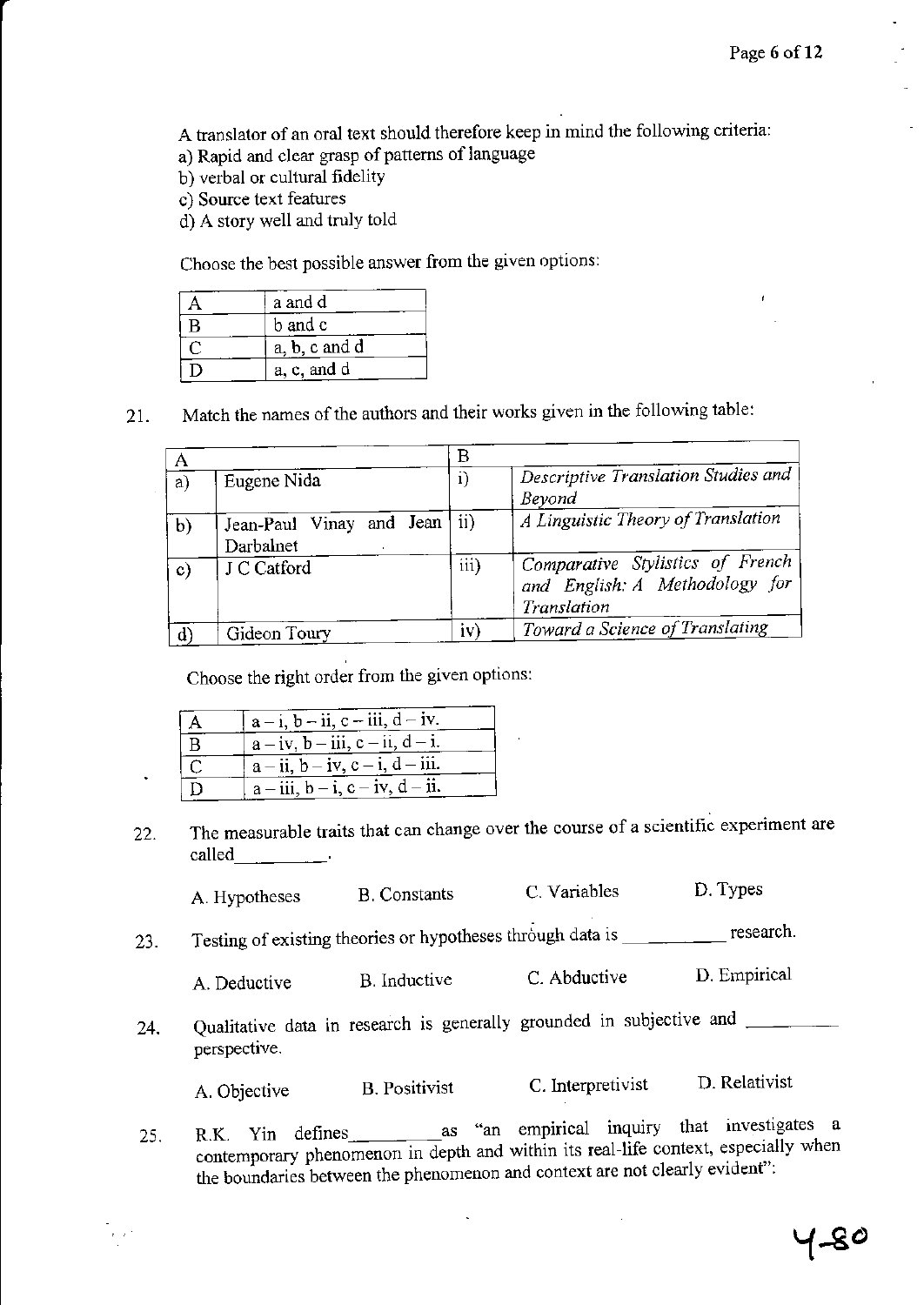A translator of an oral text should therefore keep in mind the following criteria:

a) Rapid and clear grasp of patterns of language

b) verbal or cultural fidelity

c) Source text features

d) A story well and truly told

Choose the best possible answer from the given options:

| | |
|---|---|
| A | a and d |
| B | b and c |
| C | a, b, c and d |
| D | a, c, and d |

21. Match the names of the authors and their works given in the following table:

| A | | B | |
|---|---|---|---|
| a) | Eugene Nida | i) | *Descriptive Translation Studies and Beyond* |
| b) | Jean-Paul Vinay and Jean Darbalnet | ii) | *A Linguistic Theory of Translation* |
| c) | J C Catford | iii) | *Comparative Stylistics of French and English: A Methodology for Translation* |
| d) | Gideon Toury | iv) | *Toward a Science of Translating* |

Choose the right order from the given options:

| | |
|---|---|
| A | a – i, b – ii, c – iii, d – iv. |
| B | a – iv, b – iii, c – ii, d – i. |
| C | a – ii, b – iv, c – i, d – iii. |
| D | a – iii, b – i, c – iv, d – ii. |

22. The measurable traits that can change over the course of a scientific experiment are called\_\_\_\_\_\_\_\_\_.

A. Hypotheses B. Constants C. Variables D. Types

23. Testing of existing theories or hypotheses through data is \_\_\_\_\_\_\_\_\_\_ research.

A. Deductive B. Inductive C. Abductive D. Empirical

24. Qualitative data in research is generally grounded in subjective and \_\_\_\_\_\_\_\_\_ perspective.

A. Objective B. Positivist C. Interpretivist D. Relativist

25. R.K. Yin defines\_\_\_\_\_\_\_\_\_as "an empirical inquiry that investigates a contemporary phenomenon in depth and within its real-life context, especially when the boundaries between the phenomenon and context are not clearly evident":

4-80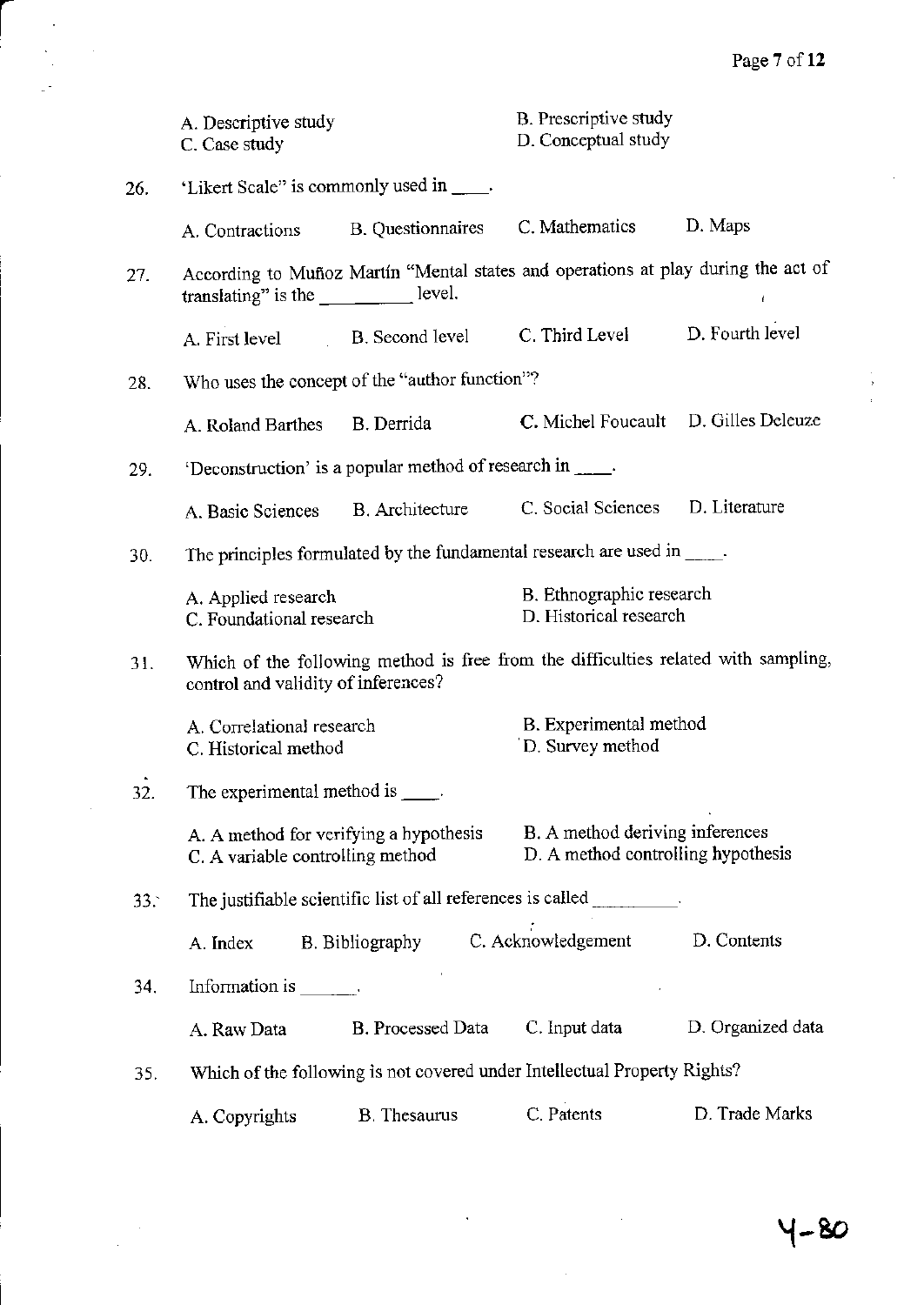A. Descriptive study
B. Prescriptive study
C. Case study
D. Conceptual study

26. 'Likert Scale" is commonly used in ____.

A. Contractions  B. Questionnaires  C. Mathematics  D. Maps

27. According to Muñoz Martín "Mental states and operations at play during the act of translating" is the _________ level.

A. First level  B. Second level  C. Third Level  D. Fourth level

28. Who uses the concept of the "author function"?

A. Roland Barthes  B. Derrida  C. Michel Foucault  D. Gilles Deleuze

29. 'Deconstruction' is a popular method of research in ____.

A. Basic Sciences  B. Architecture  C. Social Sciences  D. Literature

30. The principles formulated by the fundamental research are used in ____.

A. Applied research
B. Ethnographic research
C. Foundational research
D. Historical research

31. Which of the following method is free from the difficulties related with sampling, control and validity of inferences?

A. Correlational research
B. Experimental method
C. Historical method
D. Survey method

32. The experimental method is ____.

A. A method for verifying a hypothesis
B. A method deriving inferences
C. A variable controlling method
D. A method controlling hypothesis

33. The justifiable scientific list of all references is called _________.

A. Index  B. Bibliography  C. Acknowledgement  D. Contents

34. Information is ______.

A. Raw Data  B. Processed Data  C. Input data  D. Organized data

35. Which of the following is not covered under Intellectual Property Rights?

A. Copyrights  B. Thesaurus  C. Patents  D. Trade Marks

Y-80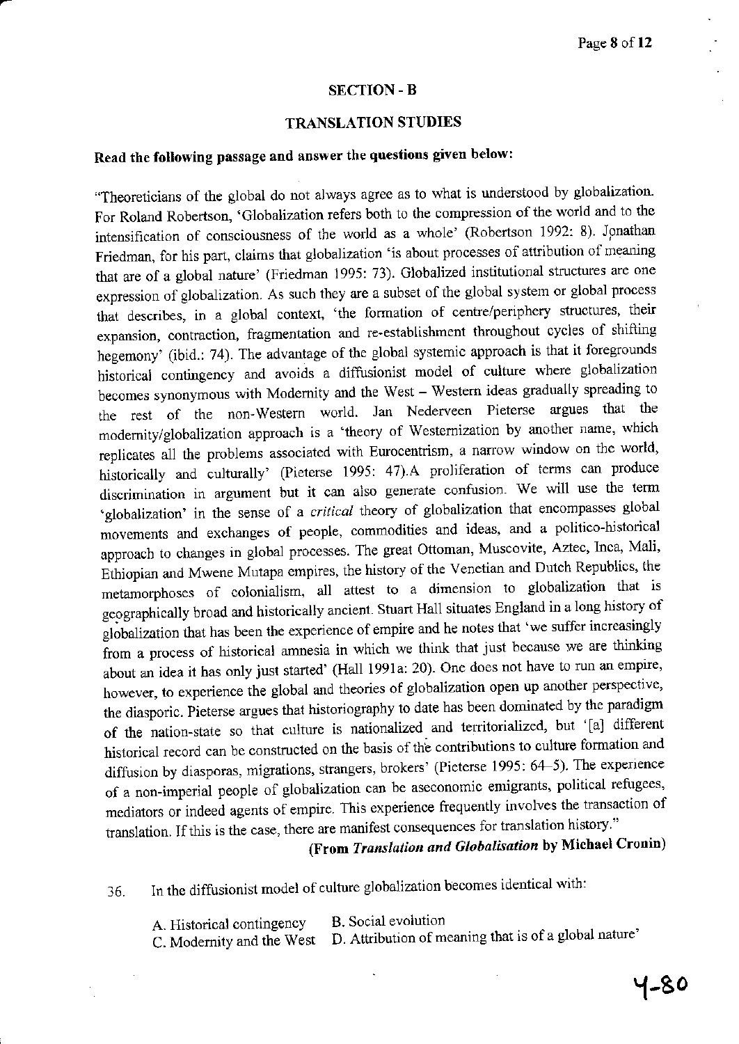## SECTION - B

## TRANSLATION STUDIES

**Read the following passage and answer the questions given below:**

"Theoreticians of the global do not always agree as to what is understood by globalization. For Roland Robertson, 'Globalization refers both to the compression of the world and to the intensification of consciousness of the world as a whole' (Robertson 1992: 8). Jonathan Friedman, for his part, claims that globalization 'is about processes of attribution of meaning that are of a global nature' (Friedman 1995: 73). Globalized institutional structures are one expression of globalization. As such they are a subset of the global system or global process that describes, in a global context, 'the formation of centre/periphery structures, their expansion, contraction, fragmentation and re-establishment throughout cycles of shifting hegemony' (ibid.: 74). The advantage of the global systemic approach is that it foregrounds historical contingency and avoids a diffusionist model of culture where globalization becomes synonymous with Modernity and the West – Western ideas gradually spreading to the rest of the non-Western world. Jan Nederveen Pieterse argues that the modernity/globalization approach is a 'theory of Westernization by another name, which replicates all the problems associated with Eurocentrism, a narrow window on the world, historically and culturally' (Pieterse 1995: 47).A proliferation of terms can produce discrimination in argument but it can also generate confusion. We will use the term 'globalization' in the sense of a *critical* theory of globalization that encompasses global movements and exchanges of people, commodities and ideas, and a politico-historical approach to changes in global processes. The great Ottoman, Muscovite, Aztec, Inca, Mali, Ethiopian and Mwene Mutapa empires, the history of the Venetian and Dutch Republics, the metamorphoses of colonialism, all attest to a dimension to globalization that is geographically broad and historically ancient. Stuart Hall situates England in a long history of globalization that has been the experience of empire and he notes that 'we suffer increasingly from a process of historical amnesia in which we think that just because we are thinking about an idea it has only just started' (Hall 1991a: 20). One does not have to run an empire, however, to experience the global and theories of globalization open up another perspective, the diasporic. Pieterse argues that historiography to date has been dominated by the paradigm of the nation-state so that culture is nationalized and territorialized, but '[a] different historical record can be constructed on the basis of the contributions to culture formation and diffusion by diasporas, migrations, strangers, brokers' (Pieterse 1995: 64–5). The experience of a non-imperial people of globalization can be aseconomic emigrants, political refugees, mediators or indeed agents of empire. This experience frequently involves the transaction of translation. If this is the case, there are manifest consequences for translation history."

**(From *Translation and Globalisation* by Michael Cronin)**

36. In the diffusionist model of culture globalization becomes identical with:

A. Historical contingency B. Social evolution
C. Modernity and the West D. Attribution of meaning that is of a global nature'

4-80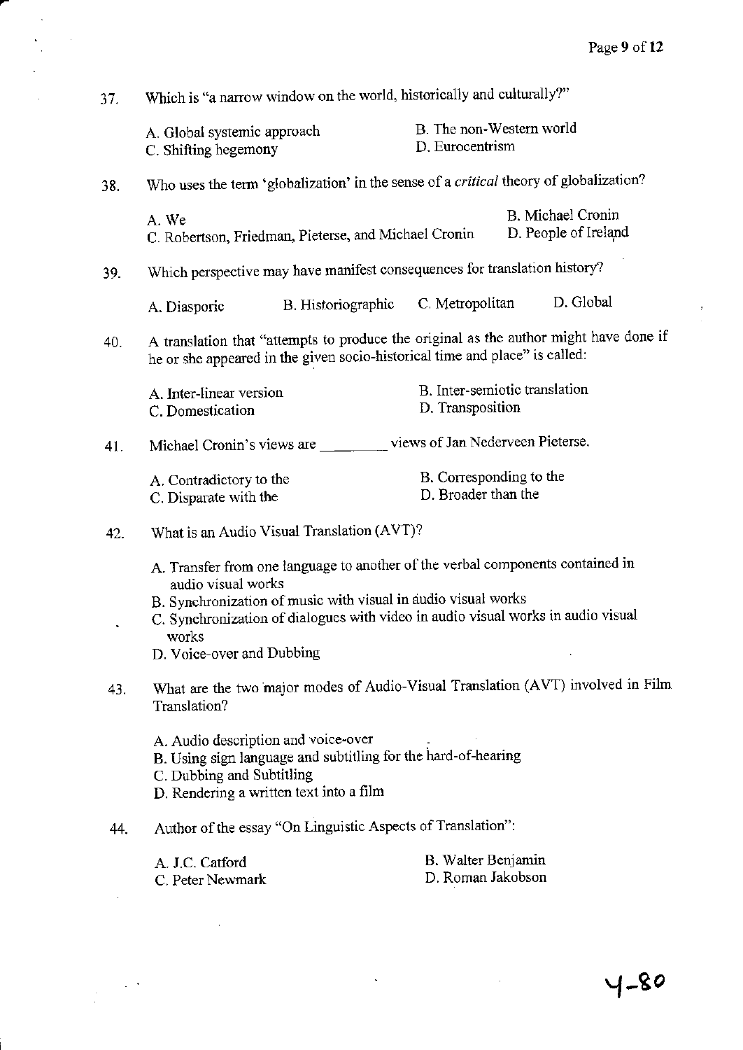37. Which is "a narrow window on the world, historically and culturally?"

A. Global systemic approach
B. The non-Western world
C. Shifting hegemony
D. Eurocentrism

38. Who uses the term 'globalization' in the sense of a *critical* theory of globalization?

A. We
B. Michael Cronin
C. Robertson, Friedman, Pieterse, and Michael Cronin
D. People of Ireland

39. Which perspective may have manifest consequences for translation history?

A. Diasporic
B. Historiographic
C. Metropolitan
D. Global

40. A translation that "attempts to produce the original as the author might have done if he or she appeared in the given socio-historical time and place" is called:

A. Inter-linear version
B. Inter-semiotic translation
C. Domestication
D. Transposition

41. Michael Cronin's views are _________ views of Jan Nederveen Pieterse.

A. Contradictory to the
B. Corresponding to the
C. Disparate with the
D. Broader than the

42. What is an Audio Visual Translation (AVT)?

A. Transfer from one language to another of the verbal components contained in audio visual works
B. Synchronization of music with visual in audio visual works
C. Synchronization of dialogues with video in audio visual works in audio visual works
D. Voice-over and Dubbing

43. What are the two major modes of Audio-Visual Translation (AVT) involved in Film Translation?

A. Audio description and voice-over
B. Using sign language and subtitling for the hard-of-hearing
C. Dubbing and Subtitling
D. Rendering a written text into a film

44. Author of the essay "On Linguistic Aspects of Translation":

A. J.C. Catford
B. Walter Benjamin
C. Peter Newmark
D. Roman Jakobson

Y-80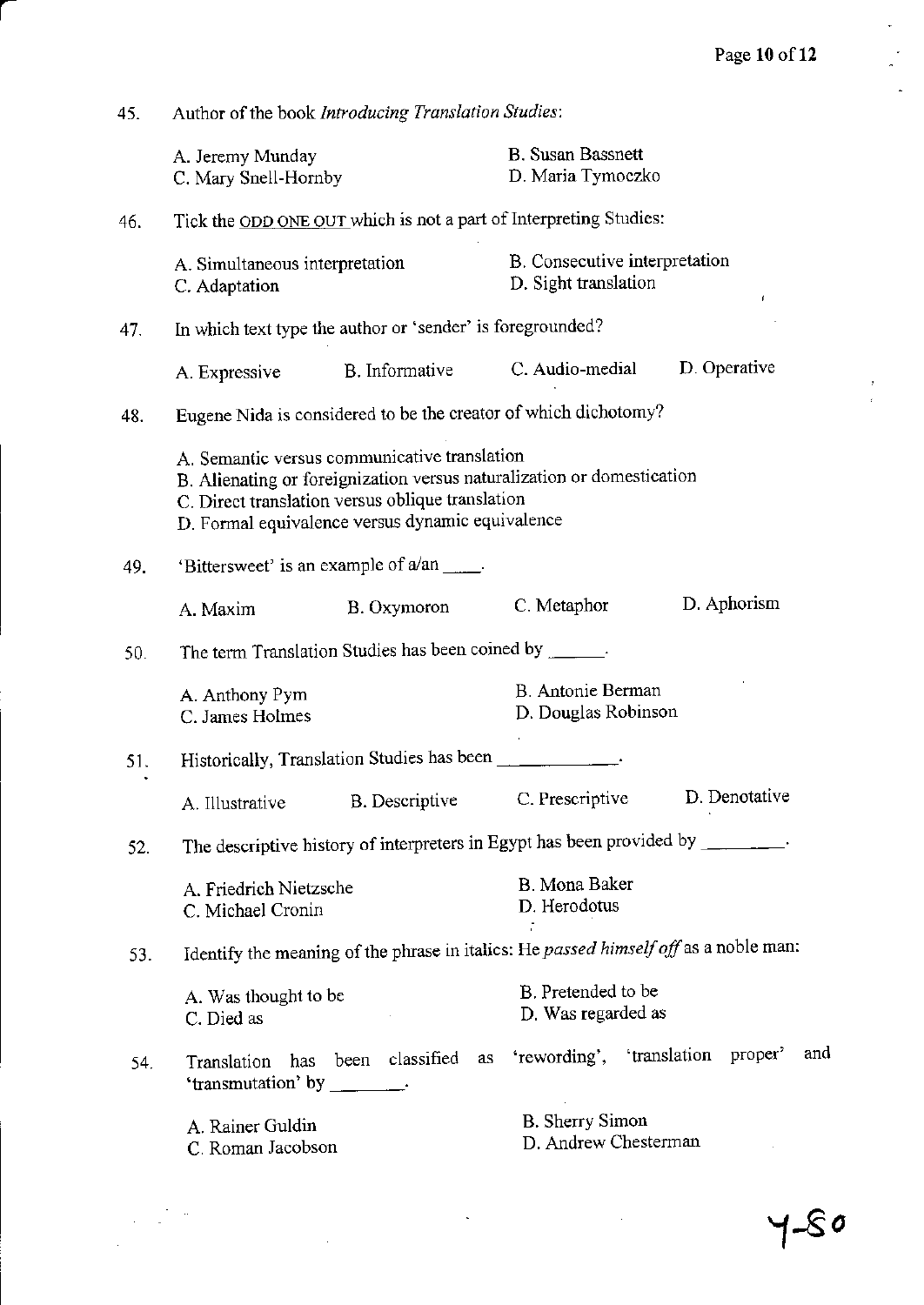45. Author of the book *Introducing Translation Studies*:

A. Jeremy Munday
B. Susan Bassnett
C. Mary Snell-Hornby
D. Maria Tymoczko

46. Tick the ODD ONE OUT which is not a part of Interpreting Studies:

A. Simultaneous interpretation
B. Consecutive interpretation
C. Adaptation
D. Sight translation

47. In which text type the author or 'sender' is foregrounded?

A. Expressive
B. Informative
C. Audio-medial
D. Operative

48. Eugene Nida is considered to be the creator of which dichotomy?

A. Semantic versus communicative translation
B. Alienating or foreignization versus naturalization or domestication
C. Direct translation versus oblique translation
D. Formal equivalence versus dynamic equivalence

49. 'Bittersweet' is an example of a/an ____.

A. Maxim
B. Oxymoron
C. Metaphor
D. Aphorism

50. The term Translation Studies has been coined by ______.

A. Anthony Pym
B. Antonie Berman
C. James Holmes
D. Douglas Robinson

51. Historically, Translation Studies has been ____________.

A. Illustrative
B. Descriptive
C. Prescriptive
D. Denotative

52. The descriptive history of interpreters in Egypt has been provided by ________.

A. Friedrich Nietzsche
B. Mona Baker
C. Michael Cronin
D. Herodotus

53. Identify the meaning of the phrase in italics: He *passed himself off* as a noble man:

A. Was thought to be
B. Pretended to be
C. Died as
D. Was regarded as

54. Translation has been classified as 'rewording', 'translation proper' and 'transmutation' by ________.

A. Rainer Guldin
B. Sherry Simon
C. Roman Jacobson
D. Andrew Chesterman

Y-80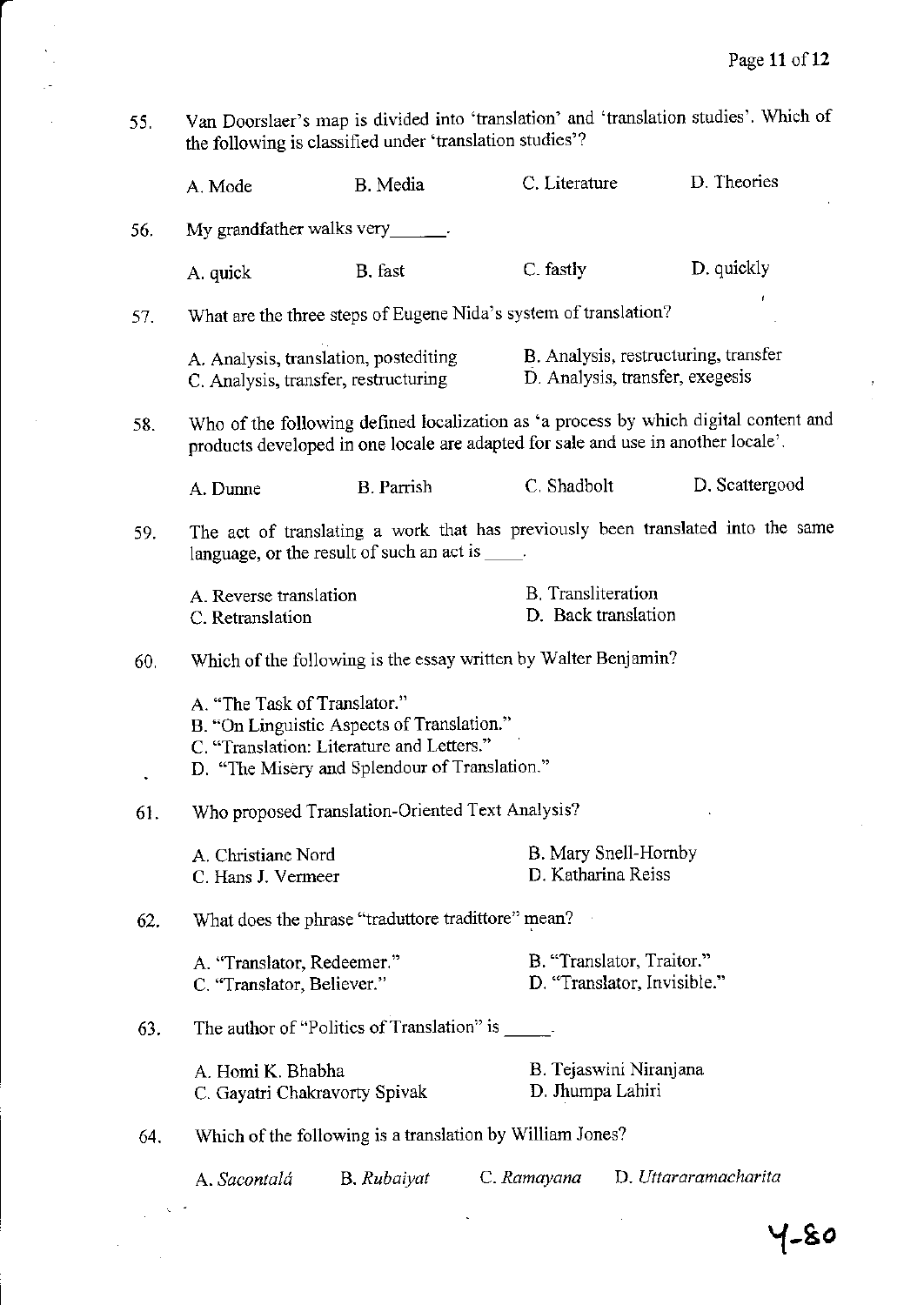55. Van Doorslaer's map is divided into 'translation' and 'translation studies'. Which of the following is classified under 'translation studies'?

A. Mode B. Media C. Literature D. Theories

56. My grandfather walks very______.

A. quick B. fast C. fastly D. quickly

57. What are the three steps of Eugene Nida's system of translation?

A. Analysis, translation, postediting
B. Analysis, restructuring, transfer
C. Analysis, transfer, restructuring
D. Analysis, transfer, exegesis

58. Who of the following defined localization as 'a process by which digital content and products developed in one locale are adapted for sale and use in another locale'.

A. Dunne B. Parrish C. Shadbolt D. Scattergood

59. The act of translating a work that has previously been translated into the same language, or the result of such an act is ____.

A. Reverse translation
B. Transliteration
C. Retranslation
D. Back translation

60. Which of the following is the essay written by Walter Benjamin?

A. "The Task of Translator."
B. "On Linguistic Aspects of Translation."
C. "Translation: Literature and Letters."
D. "The Misery and Splendour of Translation."

61. Who proposed Translation-Oriented Text Analysis?

A. Christiane Nord
B. Mary Snell-Hornby
C. Hans J. Vermeer
D. Katharina Reiss

62. What does the phrase "traduttore traditore" mean?

A. "Translator, Redeemer."
B. "Translator, Traitor."
C. "Translator, Believer."
D. "Translator, Invisible."

63. The author of "Politics of Translation" is _____.

A. Homi K. Bhabha
B. Tejaswini Niranjana
C. Gayatri Chakravorty Spivak
D. Jhumpa Lahiri

64. Which of the following is a translation by William Jones?

A. *Sacontalá* B. *Rubaiyat* C. *Ramayana* D. *Uttararamacharita*

Y-80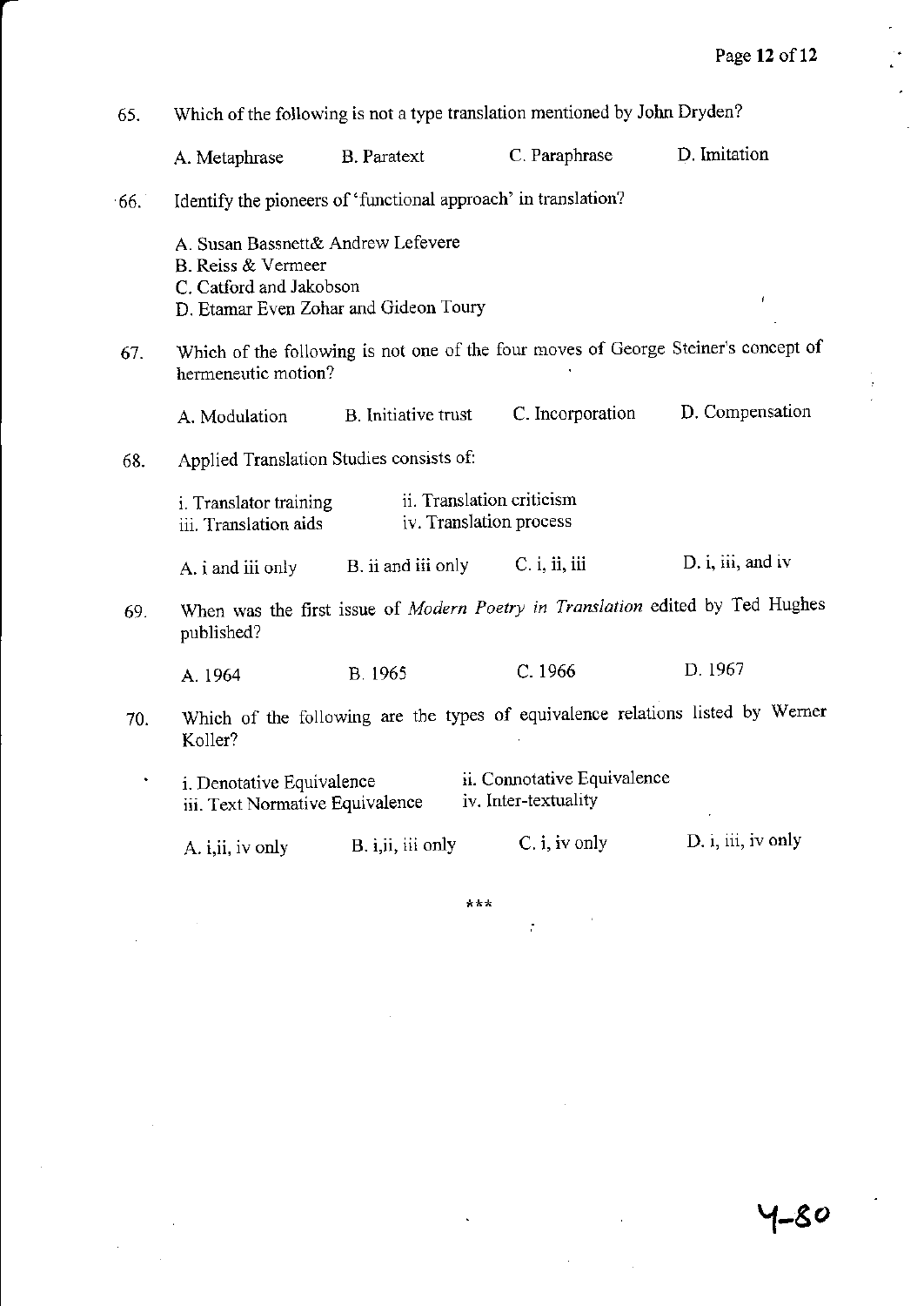65. Which of the following is not a type translation mentioned by John Dryden?

A. Metaphrase B. Paratext C. Paraphrase D. Imitation

66. Identify the pioneers of 'functional approach' in translation?

A. Susan Bassnett& Andrew Lefevere
B. Reiss & Vermeer
C. Catford and Jakobson
D. Etamar Even Zohar and Gideon Toury

67. Which of the following is not one of the four moves of George Steiner's concept of hermeneutic motion?

A. Modulation B. Initiative trust C. Incorporation D. Compensation

68. Applied Translation Studies consists of:

i. Translator training ii. Translation criticism
iii. Translation aids iv. Translation process

A. i and iii only B. ii and iii only C. i, ii, iii D. i, iii, and iv

69. When was the first issue of *Modern Poetry in Translation* edited by Ted Hughes published?

A. 1964 B. 1965 C. 1966 D. 1967

70. Which of the following are the types of equivalence relations listed by Werner Koller?

i. Denotative Equivalence ii. Connotative Equivalence
iii. Text Normative Equivalence iv. Inter-textuality

A. i,ii, iv only B. i,ii, iii only C. i, iv only D. i, iii, iv only

***

4-80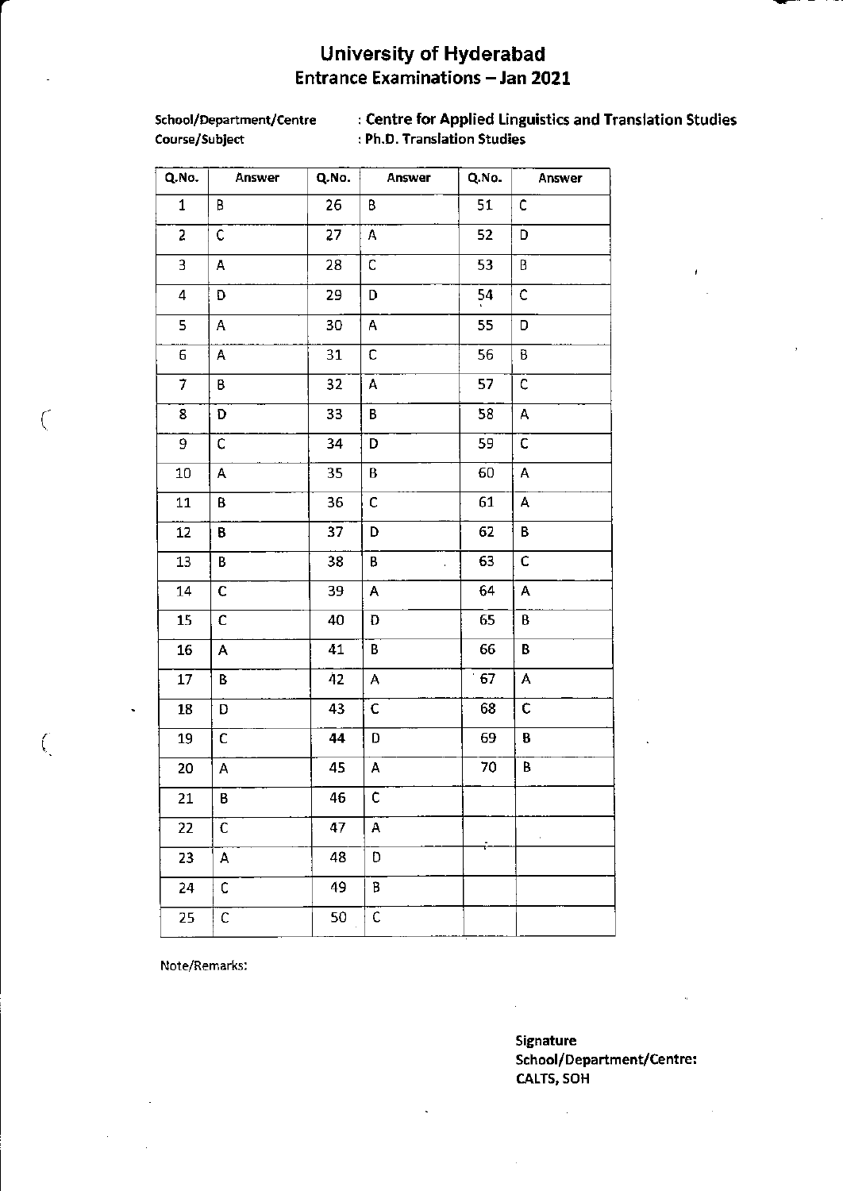# University of Hyderabad
## Entrance Examinations – Jan 2021

School/Department/Centre : **Centre for Applied Linguistics and Translation Studies**
Course/Subject : **Ph.D. Translation Studies**

| Q.No. | Answer | Q.No. | Answer | Q.No. | Answer |
|---|---|---|---|---|---|
| 1 | B | 26 | B | 51 | C |
| 2 | C | 27 | A | 52 | D |
| 3 | A | 28 | C | 53 | B |
| 4 | D | 29 | D | 54 | C |
| 5 | A | 30 | A | 55 | D |
| 6 | A | 31 | C | 56 | B |
| 7 | B | 32 | A | 57 | C |
| 8 | D | 33 | B | 58 | A |
| 9 | C | 34 | D | 59 | C |
| 10 | A | 35 | B | 60 | A |
| 11 | B | 36 | C | 61 | A |
| 12 | B | 37 | D | 62 | B |
| 13 | B | 38 | B | 63 | C |
| 14 | C | 39 | A | 64 | A |
| 15 | C | 40 | D | 65 | B |
| 16 | A | 41 | B | 66 | B |
| 17 | B | 42 | A | 67 | A |
| 18 | D | 43 | C | 68 | C |
| 19 | C | 44 | D | 69 | B |
| 20 | A | 45 | A | 70 | B |
| 21 | B | 46 | C | | |
| 22 | C | 47 | A | | |
| 23 | A | 48 | D | | |
| 24 | C | 49 | B | | |
| 25 | C | 50 | C | | |

Note/Remarks:

**Signature**
**School/Department/Centre:**
**CALTS, SOH**